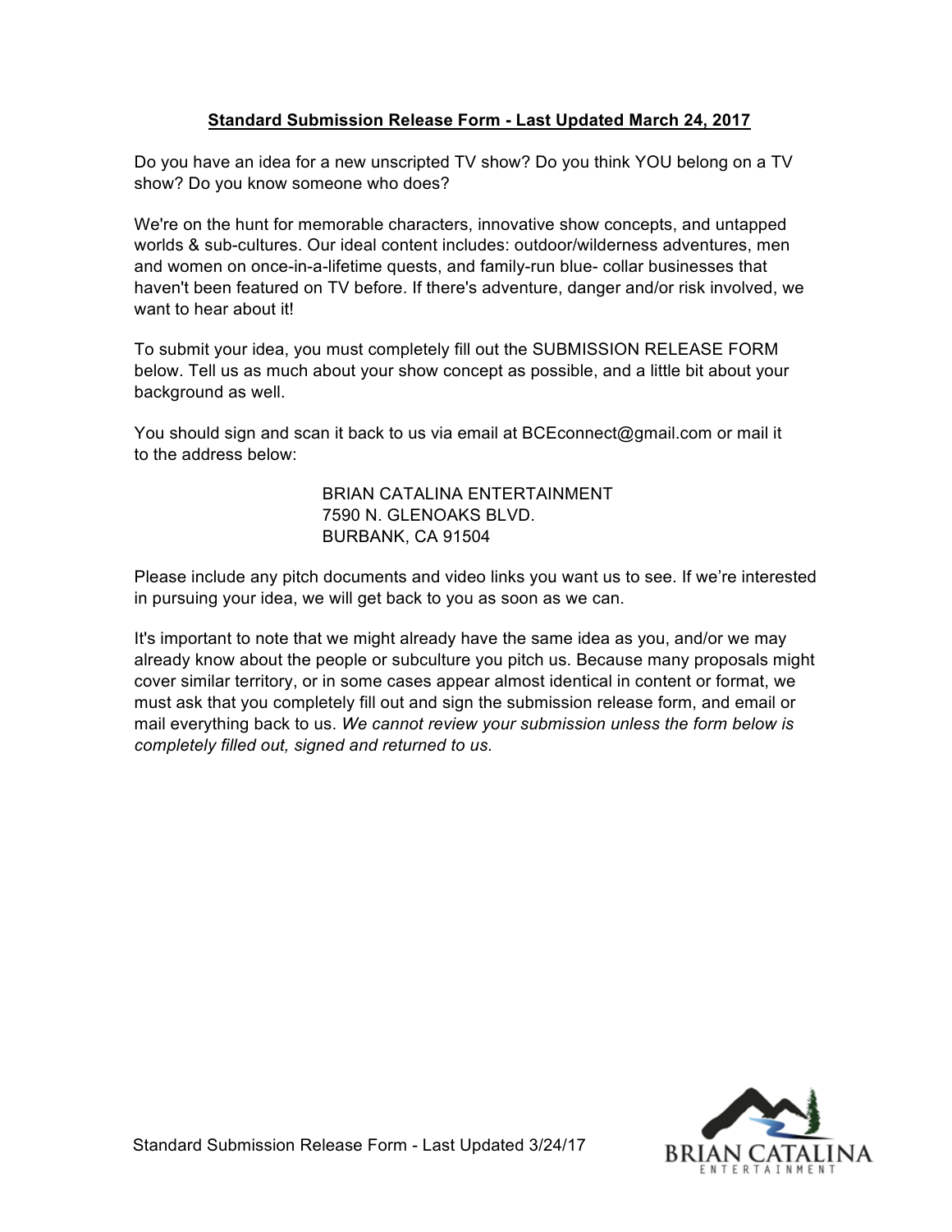## Standard Submission Release Form - Last Updated March 24, 2017

Do you have an idea for a new unscripted TV show? Do you think YOU belong on a TV show? Do you know someone who does?

We're on the hunt for memorable characters, innovative show concepts, and untapped worlds & sub-cultures. Our ideal content includes: outdoor/wilderness adventures, men and women on once-in-a-lifetime quests, and family-run blue- collar businesses that haven't been featured on TV before. If there's adventure, danger and/or risk involved, we want to hear about it!

To submit your idea, you must completely fill out the SUBMISSION RELEASE FORM below. Tell us as much about your show concept as possible, and a little bit about your background as well.

You should sign and scan it back to us via email at BCEconnect@gmail.com or mail it to the address below:

BRIAN CATALINA ENTERTAINMENT
7590 N. GLENOAKS BLVD.
BURBANK, CA 91504

Please include any pitch documents and video links you want us to see. If we're interested in pursuing your idea, we will get back to you as soon as we can.

It's important to note that we might already have the same idea as you, and/or we may already know about the people or subculture you pitch us. Because many proposals might cover similar territory, or in some cases appear almost identical in content or format, we must ask that you completely fill out and sign the submission release form, and email or mail everything back to us. *We cannot review your submission unless the form below is completely filled out, signed and returned to us.*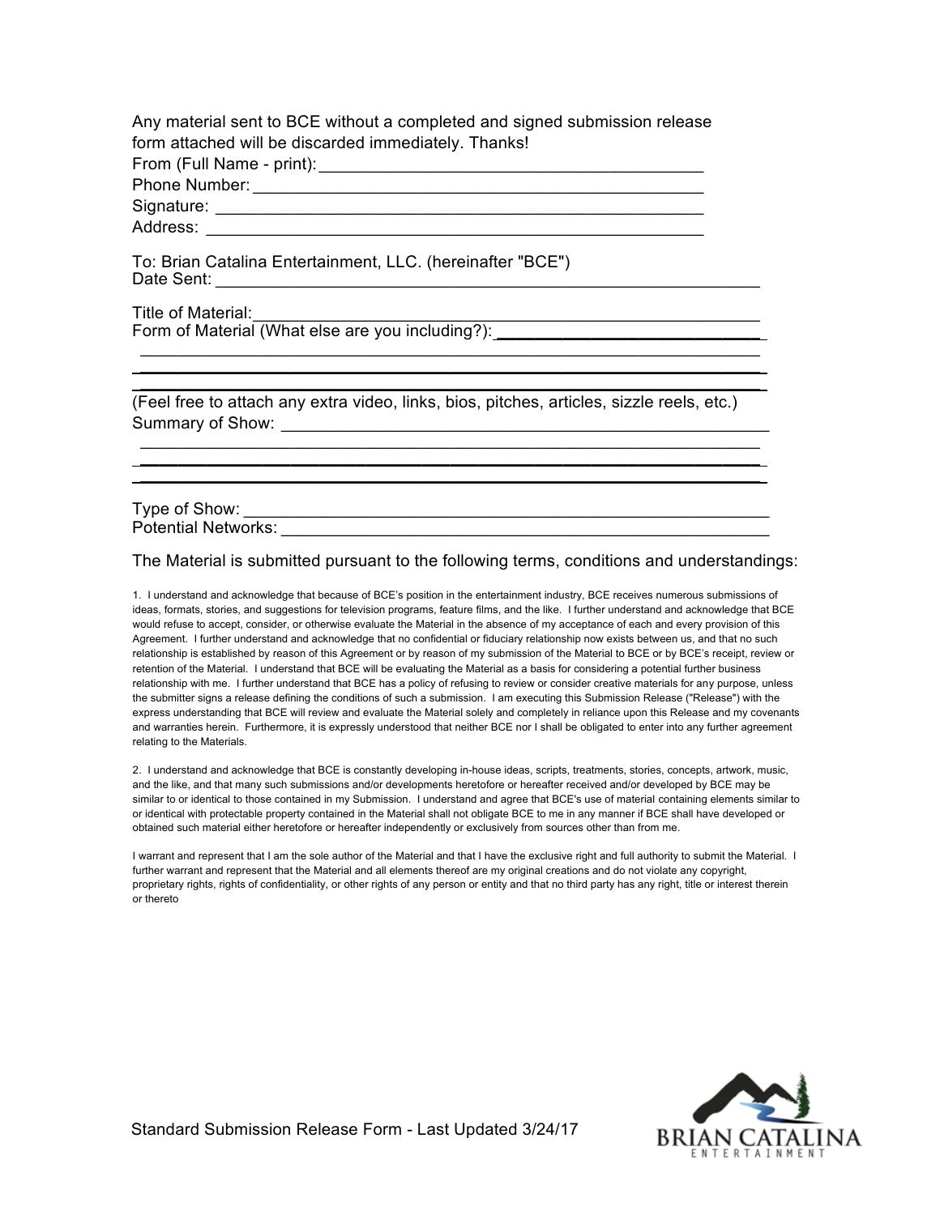Any material sent to BCE without a completed and signed submission release form attached will be discarded immediately. Thanks!

From (Full Name - print): ___________________________________________

Phone Number: ___________________________________________

Signature: ___________________________________________

Address: ___________________________________________

To: Brian Catalina Entertainment, LLC. (hereinafter "BCE")

Date Sent: ___________________________________________

Title of Material: ___________________________________________

Form of Material (What else are you including?): ___________________________________________

___________________________________________

___________________________________________

___________________________________________

(Feel free to attach any extra video, links, bios, pitches, articles, sizzle reels, etc.)

Summary of Show: ___________________________________________

___________________________________________

___________________________________________

___________________________________________

Type of Show: ___________________________________________

Potential Networks: ___________________________________________

The Material is submitted pursuant to the following terms, conditions and understandings:

1. I understand and acknowledge that because of BCE's position in the entertainment industry, BCE receives numerous submissions of ideas, formats, stories, and suggestions for television programs, feature films, and the like. I further understand and acknowledge that BCE would refuse to accept, consider, or otherwise evaluate the Material in the absence of my acceptance of each and every provision of this Agreement. I further understand and acknowledge that no confidential or fiduciary relationship now exists between us, and that no such relationship is established by reason of this Agreement or by reason of my submission of the Material to BCE or by BCE's receipt, review or retention of the Material. I understand that BCE will be evaluating the Material as a basis for considering a potential further business relationship with me. I further understand that BCE has a policy of refusing to review or consider creative materials for any purpose, unless the submitter signs a release defining the conditions of such a submission. I am executing this Submission Release ("Release") with the express understanding that BCE will review and evaluate the Material solely and completely in reliance upon this Release and my covenants and warranties herein. Furthermore, it is expressly understood that neither BCE nor I shall be obligated to enter into any further agreement relating to the Materials.

2. I understand and acknowledge that BCE is constantly developing in-house ideas, scripts, treatments, stories, concepts, artwork, music, and the like, and that many such submissions and/or developments heretofore or hereafter received and/or developed by BCE may be similar to or identical to those contained in my Submission. I understand and agree that BCE's use of material containing elements similar to or identical with protectable property contained in the Material shall not obligate BCE to me in any manner if BCE shall have developed or obtained such material either heretofore or hereafter independently or exclusively from sources other than from me.

I warrant and represent that I am the sole author of the Material and that I have the exclusive right and full authority to submit the Material. I further warrant and represent that the Material and all elements thereof are my original creations and do not violate any copyright, proprietary rights, rights of confidentiality, or other rights of any person or entity and that no third party has any right, title or interest therein or thereto

Standard Submission Release Form - Last Updated 3/24/17

BRIAN CATALINA ENTERTAINMENT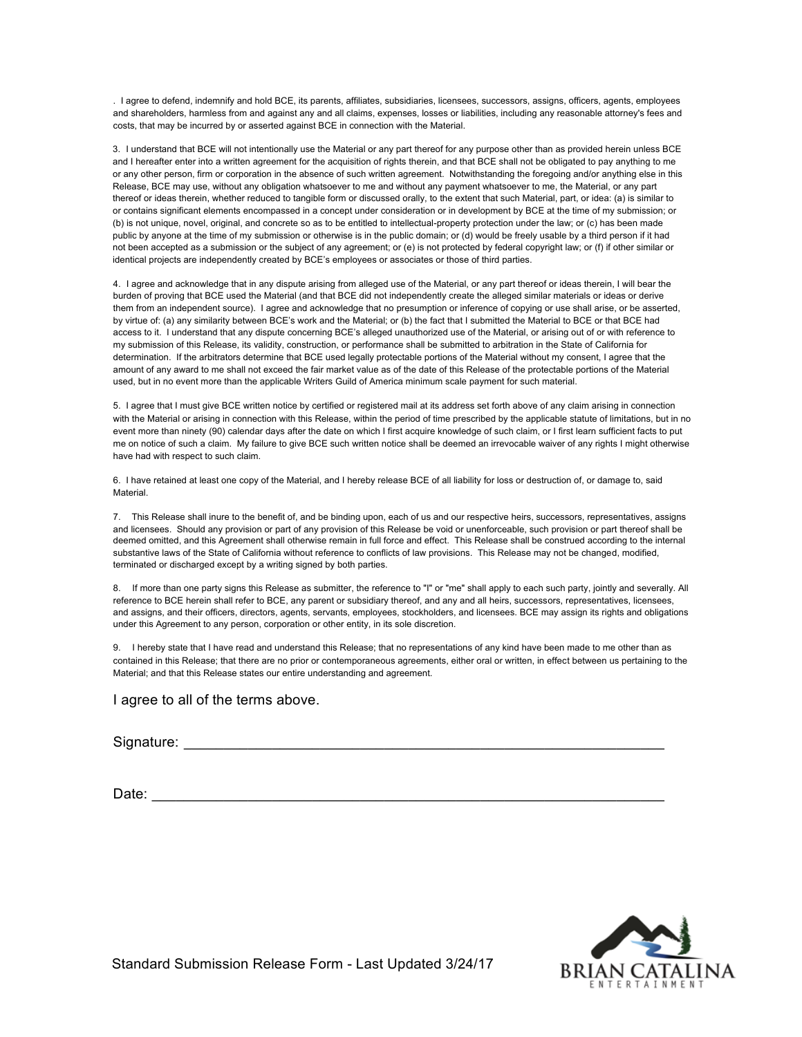. I agree to defend, indemnify and hold BCE, its parents, affiliates, subsidiaries, licensees, successors, assigns, officers, agents, employees and shareholders, harmless from and against any and all claims, expenses, losses or liabilities, including any reasonable attorney's fees and costs, that may be incurred by or asserted against BCE in connection with the Material.

3. I understand that BCE will not intentionally use the Material or any part thereof for any purpose other than as provided herein unless BCE and I hereafter enter into a written agreement for the acquisition of rights therein, and that BCE shall not be obligated to pay anything to me or any other person, firm or corporation in the absence of such written agreement. Notwithstanding the foregoing and/or anything else in this Release, BCE may use, without any obligation whatsoever to me and without any payment whatsoever to me, the Material, or any part thereof or ideas therein, whether reduced to tangible form or discussed orally, to the extent that such Material, part, or idea: (a) is similar to or contains significant elements encompassed in a concept under consideration or in development by BCE at the time of my submission; or (b) is not unique, novel, original, and concrete so as to be entitled to intellectual-property protection under the law; or (c) has been made public by anyone at the time of my submission or otherwise is in the public domain; or (d) would be freely usable by a third person if it had not been accepted as a submission or the subject of any agreement; or (e) is not protected by federal copyright law; or (f) if other similar or identical projects are independently created by BCE's employees or associates or those of third parties.

4. I agree and acknowledge that in any dispute arising from alleged use of the Material, or any part thereof or ideas therein, I will bear the burden of proving that BCE used the Material (and that BCE did not independently create the alleged similar materials or ideas or derive them from an independent source). I agree and acknowledge that no presumption or inference of copying or use shall arise, or be asserted, by virtue of: (a) any similarity between BCE's work and the Material; or (b) the fact that I submitted the Material to BCE or that BCE had access to it. I understand that any dispute concerning BCE's alleged unauthorized use of the Material, or arising out of or with reference to my submission of this Release, its validity, construction, or performance shall be submitted to arbitration in the State of California for determination. If the arbitrators determine that BCE used legally protectable portions of the Material without my consent, I agree that the amount of any award to me shall not exceed the fair market value as of the date of this Release of the protectable portions of the Material used, but in no event more than the applicable Writers Guild of America minimum scale payment for such material.

5. I agree that I must give BCE written notice by certified or registered mail at its address set forth above of any claim arising in connection with the Material or arising in connection with this Release, within the period of time prescribed by the applicable statute of limitations, but in no event more than ninety (90) calendar days after the date on which I first acquire knowledge of such claim, or I first learn sufficient facts to put me on notice of such a claim. My failure to give BCE such written notice shall be deemed an irrevocable waiver of any rights I might otherwise have had with respect to such claim.

6. I have retained at least one copy of the Material, and I hereby release BCE of all liability for loss or destruction of, or damage to, said Material.

7. This Release shall inure to the benefit of, and be binding upon, each of us and our respective heirs, successors, representatives, assigns and licensees. Should any provision or part of any provision of this Release be void or unenforceable, such provision or part thereof shall be deemed omitted, and this Agreement shall otherwise remain in full force and effect. This Release shall be construed according to the internal substantive laws of the State of California without reference to conflicts of law provisions. This Release may not be changed, modified, terminated or discharged except by a writing signed by both parties.

8. If more than one party signs this Release as submitter, the reference to "I" or "me" shall apply to each such party, jointly and severally. All reference to BCE herein shall refer to BCE, any parent or subsidiary thereof, and any and all heirs, successors, representatives, licensees, and assigns, and their officers, directors, agents, servants, employees, stockholders, and licensees. BCE may assign its rights and obligations under this Agreement to any person, corporation or other entity, in its sole discretion.

9. I hereby state that I have read and understand this Release; that no representations of any kind have been made to me other than as contained in this Release; that there are no prior or contemporaneous agreements, either oral or written, in effect between us pertaining to the Material; and that this Release states our entire understanding and agreement.

I agree to all of the terms above.

Signature: ____________________________________________________________

Date: ________________________________________________________________

Standard Submission Release Form - Last Updated 3/24/17

BRIAN CATALINA ENTERTAINMENT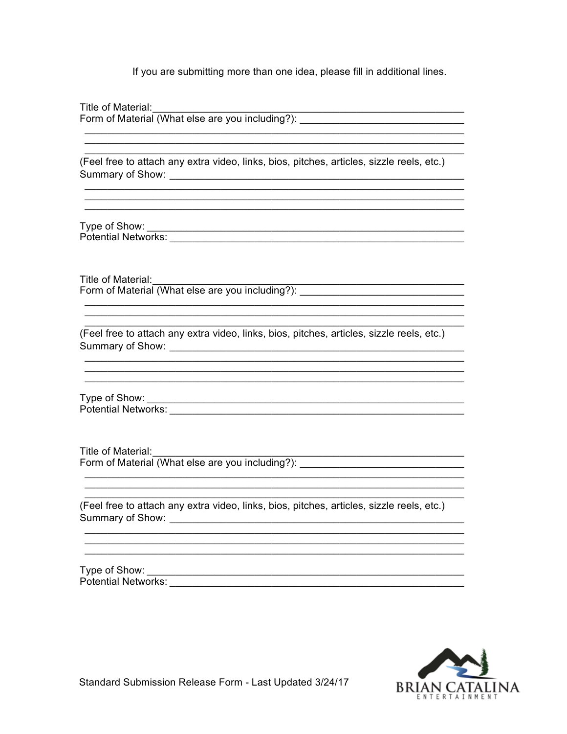If you are submitting more than one idea, please fill in additional lines.

Title of Material:\_\_\_\_\_\_\_\_\_\_\_\_\_\_\_\_\_\_\_\_\_\_\_\_\_\_\_\_\_\_\_\_\_\_\_\_\_\_\_\_\_\_\_\_\_\_\_\_\_\_\_\_\_\_
Form of Material (What else are you including?): \_\_\_\_\_\_\_\_\_\_\_\_\_\_\_\_\_\_\_\_\_\_\_\_\_\_\_\_
\_\_\_\_\_\_\_\_\_\_\_\_\_\_\_\_\_\_\_\_\_\_\_\_\_\_\_\_\_\_\_\_\_\_\_\_\_\_\_\_\_\_\_\_\_\_\_\_\_\_\_\_\_\_\_\_\_\_\_\_\_\_\_\_\_\_\_\_\_\_
\_\_\_\_\_\_\_\_\_\_\_\_\_\_\_\_\_\_\_\_\_\_\_\_\_\_\_\_\_\_\_\_\_\_\_\_\_\_\_\_\_\_\_\_\_\_\_\_\_\_\_\_\_\_\_\_\_\_\_\_\_\_\_\_\_\_\_\_\_\_
\_\_\_\_\_\_\_\_\_\_\_\_\_\_\_\_\_\_\_\_\_\_\_\_\_\_\_\_\_\_\_\_\_\_\_\_\_\_\_\_\_\_\_\_\_\_\_\_\_\_\_\_\_\_\_\_\_\_\_\_\_\_\_\_\_\_\_\_\_\_
(Feel free to attach any extra video, links, bios, pitches, articles, sizzle reels, etc.)
Summary of Show: \_\_\_\_\_\_\_\_\_\_\_\_\_\_\_\_\_\_\_\_\_\_\_\_\_\_\_\_\_\_\_\_\_\_\_\_\_\_\_\_\_\_\_\_\_\_\_\_\_\_\_\_
\_\_\_\_\_\_\_\_\_\_\_\_\_\_\_\_\_\_\_\_\_\_\_\_\_\_\_\_\_\_\_\_\_\_\_\_\_\_\_\_\_\_\_\_\_\_\_\_\_\_\_\_\_\_\_\_\_\_\_\_\_\_\_\_\_\_\_\_\_\_
\_\_\_\_\_\_\_\_\_\_\_\_\_\_\_\_\_\_\_\_\_\_\_\_\_\_\_\_\_\_\_\_\_\_\_\_\_\_\_\_\_\_\_\_\_\_\_\_\_\_\_\_\_\_\_\_\_\_\_\_\_\_\_\_\_\_\_\_\_\_
\_\_\_\_\_\_\_\_\_\_\_\_\_\_\_\_\_\_\_\_\_\_\_\_\_\_\_\_\_\_\_\_\_\_\_\_\_\_\_\_\_\_\_\_\_\_\_\_\_\_\_\_\_\_\_\_\_\_\_\_\_\_\_\_\_\_\_\_\_\_

Type of Show: \_\_\_\_\_\_\_\_\_\_\_\_\_\_\_\_\_\_\_\_\_\_\_\_\_\_\_\_\_\_\_\_\_\_\_\_\_\_\_\_\_\_\_\_\_\_\_\_\_\_\_\_\_\_\_\_
Potential Networks: \_\_\_\_\_\_\_\_\_\_\_\_\_\_\_\_\_\_\_\_\_\_\_\_\_\_\_\_\_\_\_\_\_\_\_\_\_\_\_\_\_\_\_\_\_\_\_\_\_\_\_\_

Title of Material:\_\_\_\_\_\_\_\_\_\_\_\_\_\_\_\_\_\_\_\_\_\_\_\_\_\_\_\_\_\_\_\_\_\_\_\_\_\_\_\_\_\_\_\_\_\_\_\_\_\_\_\_\_\_
Form of Material (What else are you including?): \_\_\_\_\_\_\_\_\_\_\_\_\_\_\_\_\_\_\_\_\_\_\_\_\_\_\_\_
\_\_\_\_\_\_\_\_\_\_\_\_\_\_\_\_\_\_\_\_\_\_\_\_\_\_\_\_\_\_\_\_\_\_\_\_\_\_\_\_\_\_\_\_\_\_\_\_\_\_\_\_\_\_\_\_\_\_\_\_\_\_\_\_\_\_\_\_\_\_
\_\_\_\_\_\_\_\_\_\_\_\_\_\_\_\_\_\_\_\_\_\_\_\_\_\_\_\_\_\_\_\_\_\_\_\_\_\_\_\_\_\_\_\_\_\_\_\_\_\_\_\_\_\_\_\_\_\_\_\_\_\_\_\_\_\_\_\_\_\_
\_\_\_\_\_\_\_\_\_\_\_\_\_\_\_\_\_\_\_\_\_\_\_\_\_\_\_\_\_\_\_\_\_\_\_\_\_\_\_\_\_\_\_\_\_\_\_\_\_\_\_\_\_\_\_\_\_\_\_\_\_\_\_\_\_\_\_\_\_\_
(Feel free to attach any extra video, links, bios, pitches, articles, sizzle reels, etc.)
Summary of Show: \_\_\_\_\_\_\_\_\_\_\_\_\_\_\_\_\_\_\_\_\_\_\_\_\_\_\_\_\_\_\_\_\_\_\_\_\_\_\_\_\_\_\_\_\_\_\_\_\_\_\_\_
\_\_\_\_\_\_\_\_\_\_\_\_\_\_\_\_\_\_\_\_\_\_\_\_\_\_\_\_\_\_\_\_\_\_\_\_\_\_\_\_\_\_\_\_\_\_\_\_\_\_\_\_\_\_\_\_\_\_\_\_\_\_\_\_\_\_\_\_\_\_
\_\_\_\_\_\_\_\_\_\_\_\_\_\_\_\_\_\_\_\_\_\_\_\_\_\_\_\_\_\_\_\_\_\_\_\_\_\_\_\_\_\_\_\_\_\_\_\_\_\_\_\_\_\_\_\_\_\_\_\_\_\_\_\_\_\_\_\_\_\_
\_\_\_\_\_\_\_\_\_\_\_\_\_\_\_\_\_\_\_\_\_\_\_\_\_\_\_\_\_\_\_\_\_\_\_\_\_\_\_\_\_\_\_\_\_\_\_\_\_\_\_\_\_\_\_\_\_\_\_\_\_\_\_\_\_\_\_\_\_\_

Type of Show: \_\_\_\_\_\_\_\_\_\_\_\_\_\_\_\_\_\_\_\_\_\_\_\_\_\_\_\_\_\_\_\_\_\_\_\_\_\_\_\_\_\_\_\_\_\_\_\_\_\_\_\_\_\_\_\_
Potential Networks: \_\_\_\_\_\_\_\_\_\_\_\_\_\_\_\_\_\_\_\_\_\_\_\_\_\_\_\_\_\_\_\_\_\_\_\_\_\_\_\_\_\_\_\_\_\_\_\_\_\_\_\_

Title of Material:\_\_\_\_\_\_\_\_\_\_\_\_\_\_\_\_\_\_\_\_\_\_\_\_\_\_\_\_\_\_\_\_\_\_\_\_\_\_\_\_\_\_\_\_\_\_\_\_\_\_\_\_\_\_
Form of Material (What else are you including?): \_\_\_\_\_\_\_\_\_\_\_\_\_\_\_\_\_\_\_\_\_\_\_\_\_\_\_\_
\_\_\_\_\_\_\_\_\_\_\_\_\_\_\_\_\_\_\_\_\_\_\_\_\_\_\_\_\_\_\_\_\_\_\_\_\_\_\_\_\_\_\_\_\_\_\_\_\_\_\_\_\_\_\_\_\_\_\_\_\_\_\_\_\_\_\_\_\_\_
\_\_\_\_\_\_\_\_\_\_\_\_\_\_\_\_\_\_\_\_\_\_\_\_\_\_\_\_\_\_\_\_\_\_\_\_\_\_\_\_\_\_\_\_\_\_\_\_\_\_\_\_\_\_\_\_\_\_\_\_\_\_\_\_\_\_\_\_\_\_
\_\_\_\_\_\_\_\_\_\_\_\_\_\_\_\_\_\_\_\_\_\_\_\_\_\_\_\_\_\_\_\_\_\_\_\_\_\_\_\_\_\_\_\_\_\_\_\_\_\_\_\_\_\_\_\_\_\_\_\_\_\_\_\_\_\_\_\_\_\_
(Feel free to attach any extra video, links, bios, pitches, articles, sizzle reels, etc.)
Summary of Show: \_\_\_\_\_\_\_\_\_\_\_\_\_\_\_\_\_\_\_\_\_\_\_\_\_\_\_\_\_\_\_\_\_\_\_\_\_\_\_\_\_\_\_\_\_\_\_\_\_\_\_\_
\_\_\_\_\_\_\_\_\_\_\_\_\_\_\_\_\_\_\_\_\_\_\_\_\_\_\_\_\_\_\_\_\_\_\_\_\_\_\_\_\_\_\_\_\_\_\_\_\_\_\_\_\_\_\_\_\_\_\_\_\_\_\_\_\_\_\_\_\_\_
\_\_\_\_\_\_\_\_\_\_\_\_\_\_\_\_\_\_\_\_\_\_\_\_\_\_\_\_\_\_\_\_\_\_\_\_\_\_\_\_\_\_\_\_\_\_\_\_\_\_\_\_\_\_\_\_\_\_\_\_\_\_\_\_\_\_\_\_\_\_
\_\_\_\_\_\_\_\_\_\_\_\_\_\_\_\_\_\_\_\_\_\_\_\_\_\_\_\_\_\_\_\_\_\_\_\_\_\_\_\_\_\_\_\_\_\_\_\_\_\_\_\_\_\_\_\_\_\_\_\_\_\_\_\_\_\_\_\_\_\_

Type of Show: \_\_\_\_\_\_\_\_\_\_\_\_\_\_\_\_\_\_\_\_\_\_\_\_\_\_\_\_\_\_\_\_\_\_\_\_\_\_\_\_\_\_\_\_\_\_\_\_\_\_\_\_\_\_\_\_
Potential Networks: \_\_\_\_\_\_\_\_\_\_\_\_\_\_\_\_\_\_\_\_\_\_\_\_\_\_\_\_\_\_\_\_\_\_\_\_\_\_\_\_\_\_\_\_\_\_\_\_\_\_\_\_